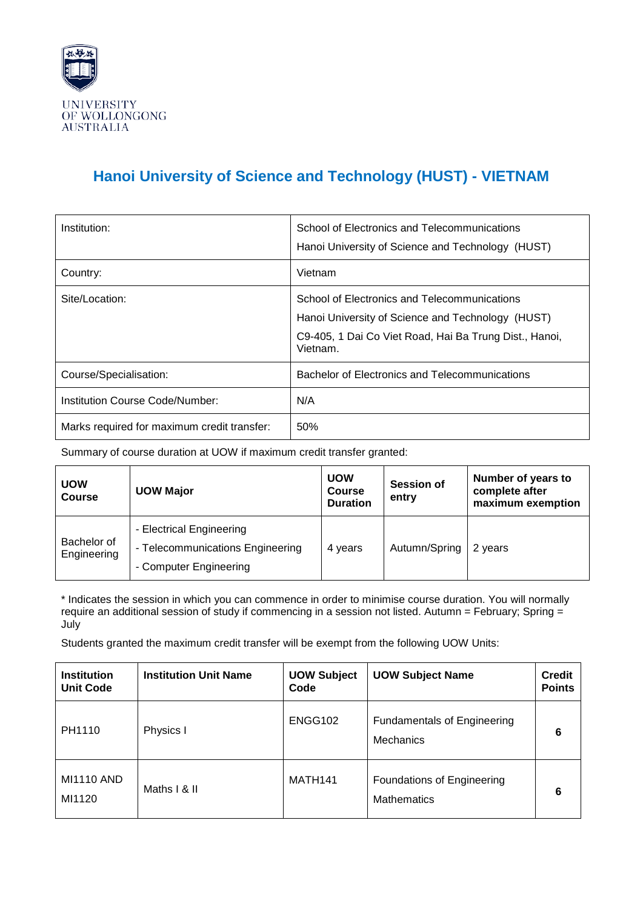UNIVERSITY OF WOLLONGONG AUSTRALIA

# Hanoi University of Science and Technology (HUST) - VIETNAM

| | |
|---|---|
| Institution: | School of Electronics and Telecommunications<br>Hanoi University of Science and Technology (HUST) |
| Country: | Vietnam |
| Site/Location: | School of Electronics and Telecommunications<br>Hanoi University of Science and Technology (HUST)<br>C9-405, 1 Dai Co Viet Road, Hai Ba Trung Dist., Hanoi, Vietnam. |
| Course/Specialisation: | Bachelor of Electronics and Telecommunications |
| Institution Course Code/Number: | N/A |
| Marks required for maximum credit transfer: | 50% |

Summary of course duration at UOW if maximum credit transfer granted:

| UOW Course | UOW Major | UOW Course Duration | Session of entry | Number of years to complete after maximum exemption |
|---|---|---|---|---|
| Bachelor of Engineering | - Electrical Engineering<br>- Telecommunications Engineering<br>- Computer Engineering | 4 years | Autumn/Spring | 2 years |

* Indicates the session in which you can commence in order to minimise course duration. You will normally require an additional session of study if commencing in a session not listed. Autumn = February; Spring = July

Students granted the maximum credit transfer will be exempt from the following UOW Units:

| Institution Unit Code | Institution Unit Name | UOW Subject Code | UOW Subject Name | Credit Points |
|---|---|---|---|---|
| PH1110 | Physics I | ENGG102 | Fundamentals of Engineering Mechanics | **6** |
| MI1110 AND MI1120 | Maths I & II | MATH141 | Foundations of Engineering Mathematics | **6** |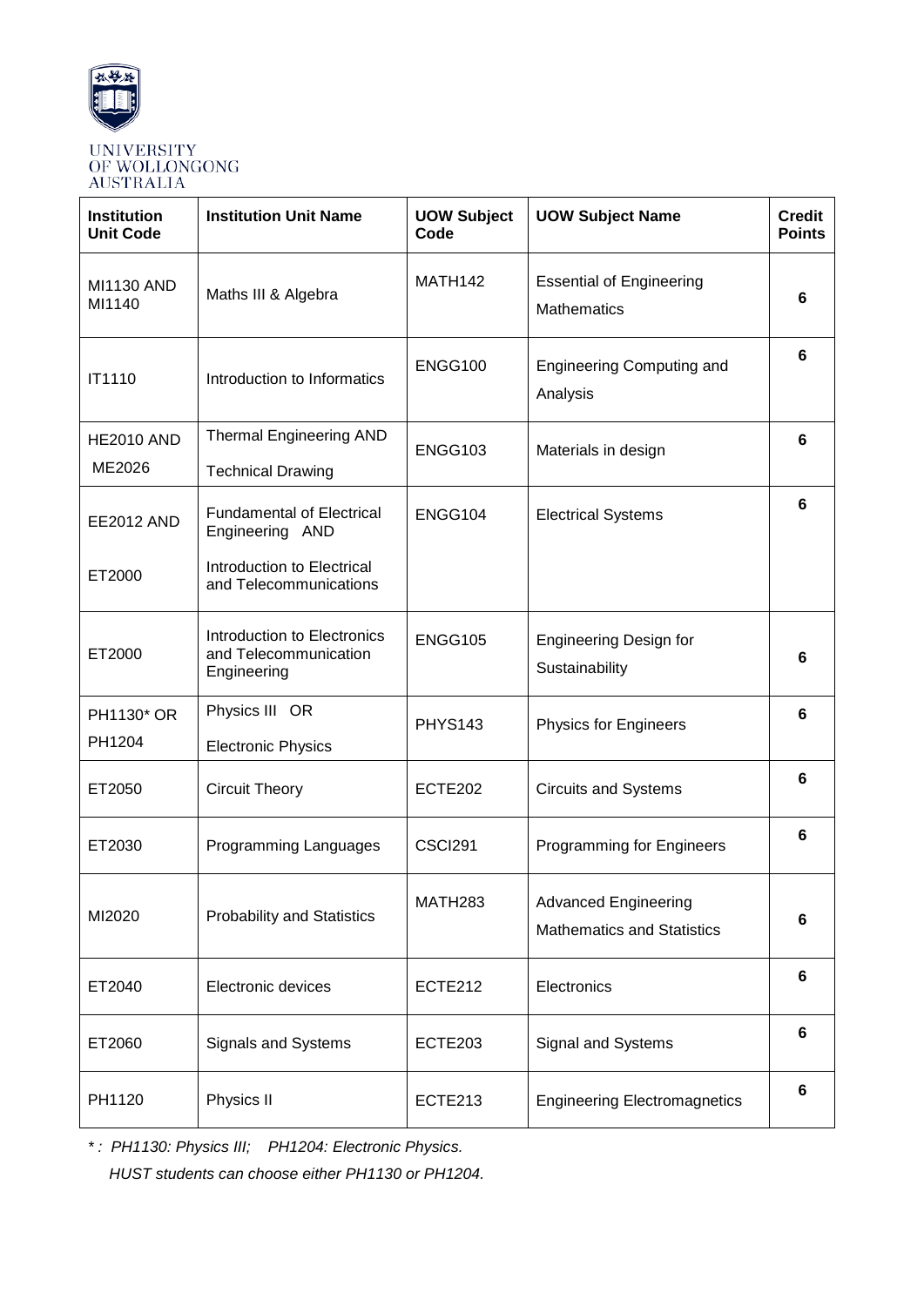UNIVERSITY OF WOLLONGONG AUSTRALIA

| Institution Unit Code | Institution Unit Name | UOW Subject Code | UOW Subject Name | Credit Points |
|---|---|---|---|---|
| MI1130 AND MI1140 | Maths III & Algebra | MATH142 | Essential of Engineering Mathematics | **6** |
| IT1110 | Introduction to Informatics | ENGG100 | Engineering Computing and Analysis | **6** |
| HE2010 AND ME2026 | Thermal Engineering AND Technical Drawing | ENGG103 | Materials in design | **6** |
| EE2012 AND ET2000 | Fundamental of Electrical Engineering AND Introduction to Electrical and Telecommunications | ENGG104 | Electrical Systems | **6** |
| ET2000 | Introduction to Electronics and Telecommunication Engineering | ENGG105 | Engineering Design for Sustainability | **6** |
| PH1130* OR PH1204 | Physics III OR Electronic Physics | PHYS143 | Physics for Engineers | **6** |
| ET2050 | Circuit Theory | ECTE202 | Circuits and Systems | **6** |
| ET2030 | Programming Languages | CSCI291 | Programming for Engineers | **6** |
| MI2020 | Probability and Statistics | MATH283 | Advanced Engineering Mathematics and Statistics | **6** |
| ET2040 | Electronic devices | ECTE212 | Electronics | **6** |
| ET2060 | Signals and Systems | ECTE203 | Signal and Systems | **6** |
| PH1120 | Physics II | ECTE213 | Engineering Electromagnetics | **6** |

*\* : PH1130: Physics III; PH1204: Electronic Physics.*

*HUST students can choose either PH1130 or PH1204.*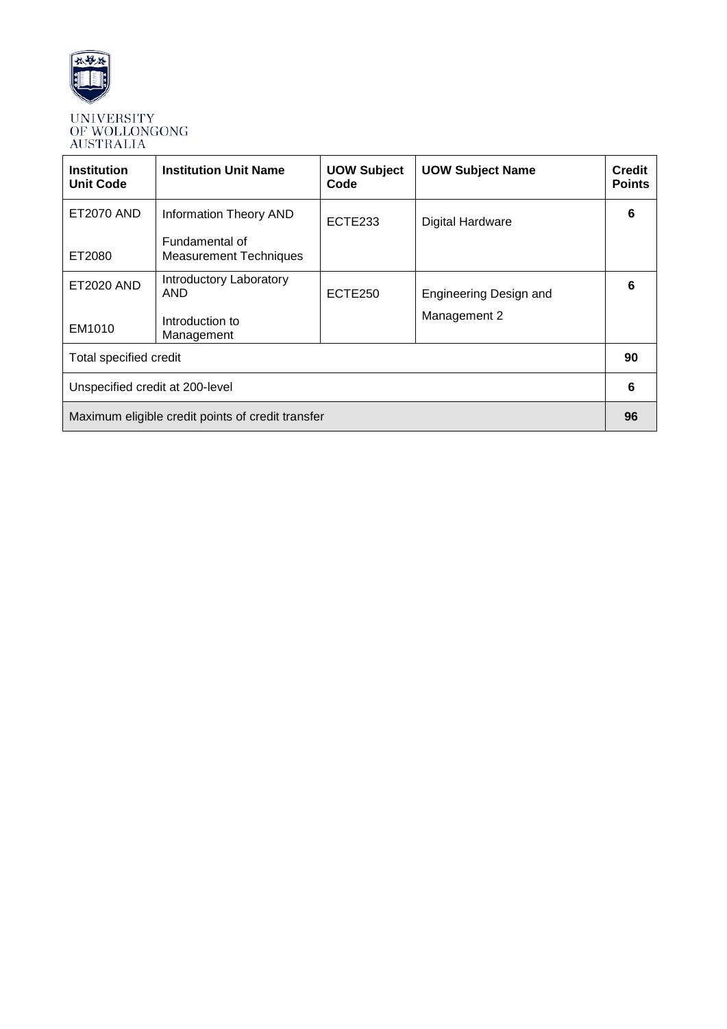UNIVERSITY OF WOLLONGONG AUSTRALIA

| Institution Unit Code | Institution Unit Name | UOW Subject Code | UOW Subject Name | Credit Points |
|---|---|---|---|---|
| ET2070 AND ET2080 | Information Theory AND Fundamental of Measurement Techniques | ECTE233 | Digital Hardware | **6** |
| ET2020 AND EM1010 | Introductory Laboratory AND Introduction to Management | ECTE250 | Engineering Design and Management 2 | **6** |
| Total specified credit | | | | **90** |
| Unspecified credit at 200-level | | | | **6** |
| Maximum eligible credit points of credit transfer | | | | **96** |